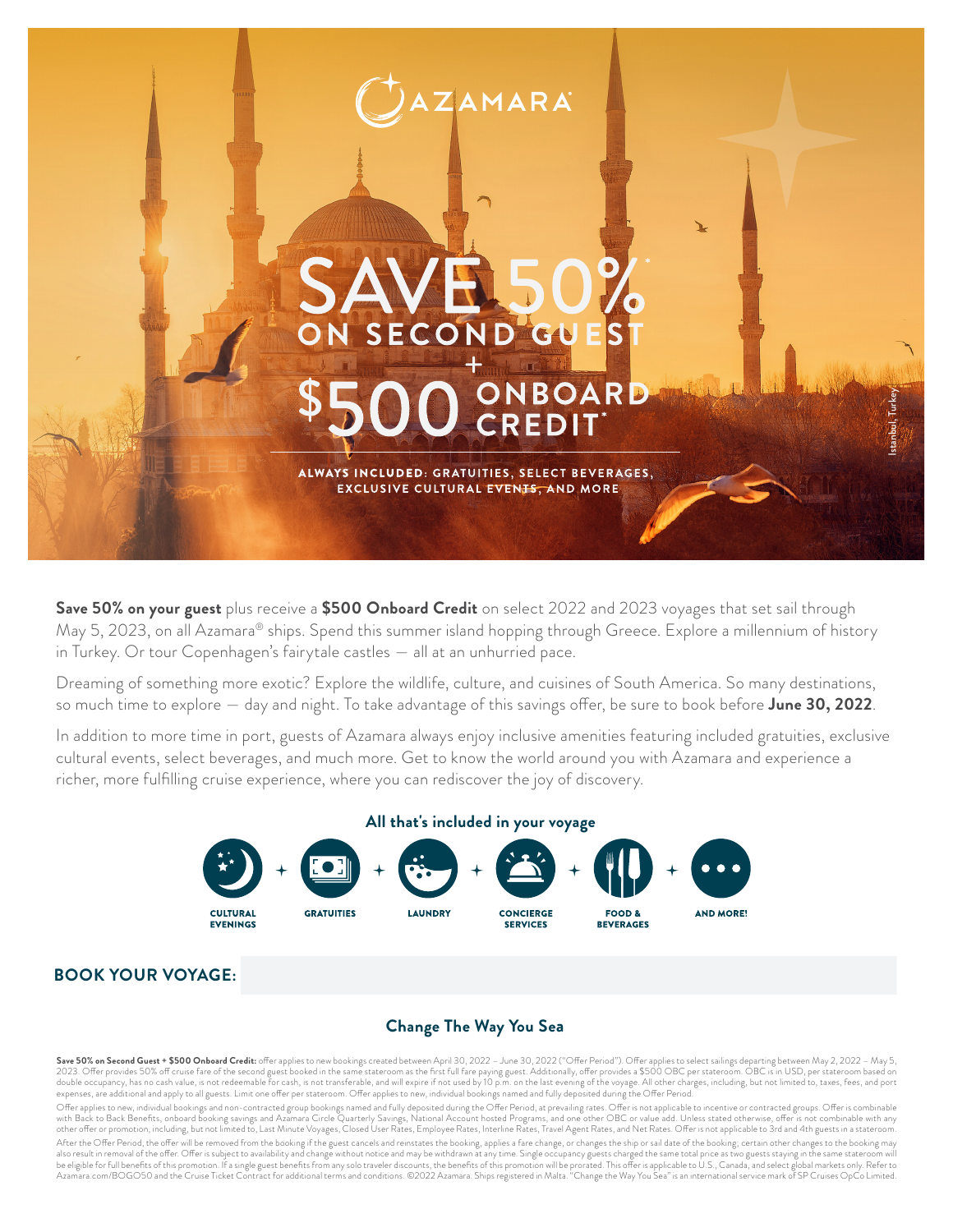AZAMARA

# SAVE 50%* ON SECOND GUEST + $500 ONBOARD CREDIT*

ALWAYS INCLUDED: GRATUITIES, SELECT BEVERAGES, EXCLUSIVE CULTURAL EVENTS, AND MORE

Istanbul, Turkey

**Save 50% on your guest** plus receive a **$500 Onboard Credit** on select 2022 and 2023 voyages that set sail through May 5, 2023, on all Azamara® ships. Spend this summer island hopping through Greece. Explore a millennium of history in Turkey. Or tour Copenhagen's fairytale castles — all at an unhurried pace.

Dreaming of something more exotic? Explore the wildlife, culture, and cuisines of South America. So many destinations, so much time to explore — day and night. To take advantage of this savings offer, be sure to book before **June 30, 2022**.

In addition to more time in port, guests of Azamara always enjoy inclusive amenities featuring included gratuities, exclusive cultural events, select beverages, and much more. Get to know the world around you with Azamara and experience a richer, more fulfilling cruise experience, where you can rediscover the joy of discovery.

## All that's included in your voyage

CULTURAL EVENINGS + GRATUITIES + LAUNDRY + CONCIERGE SERVICES + FOOD & BEVERAGES + AND MORE!

**BOOK YOUR VOYAGE:**

## Change The Way You Sea

**Save 50% on Second Guest + $500 Onboard Credit:** offer applies to new bookings created between April 30, 2022 – June 30, 2022 ("Offer Period"). Offer applies to select sailings departing between May 2, 2022 – May 5, 2023. Offer provides 50% off cruise fare of the second guest booked in the same stateroom as the first full fare paying guest. Additionally, offer provides a $500 OBC per stateroom. OBC is in USD, per stateroom based on double occupancy, has no cash value, is not redeemable for cash, is not transferable, and will expire if not used by 10 p.m. on the last evening of the voyage. All other charges, including, but not limited to, taxes, fees, and port expenses, are additional and apply to all guests. Limit one offer per stateroom. Offer applies to new, individual bookings named and fully deposited during the Offer Period.

Offer applies to new, individual bookings and non-contracted group bookings named and fully deposited during the Offer Period, at prevailing rates. Offer is not applicable to incentive or contracted groups. Offer is combinable with Back to Back Benefits, onboard booking savings and Azamara Circle Quarterly Savings, National Account hosted Programs, and one other OBC or value add. Unless stated otherwise, offer is not combinable with any other offer or promotion, including, but not limited to, Last Minute Voyages, Closed User Rates, Employee Rates, Interline Rates, Travel Agent Rates, and Net Rates. Offer is not applicable to 3rd and 4th guests in a stateroom.

After the Offer Period, the offer will be removed from the booking if the guest cancels and reinstates the booking, applies a fare change, or changes the ship or sail date of the booking; certain other changes to the booking may also result in removal of the offer. Offer is subject to availability and change without notice and may be withdrawn at any time. Single occupancy guests charged the same total price as two guests staying in the same stateroom will be eligible for full benefits of this promotion. If a single guest benefits from any solo traveler discounts, the benefits of this promotion will be prorated. This offer is applicable to U.S., Canada, and select global markets only. Refer to Azamara.com/BOGO50 and the Cruise Ticket Contract for additional terms and conditions. ©2022 Azamara. Ships registered in Malta. "Change the Way You Sea" is an international service mark of SP Cruises OpCo Limited.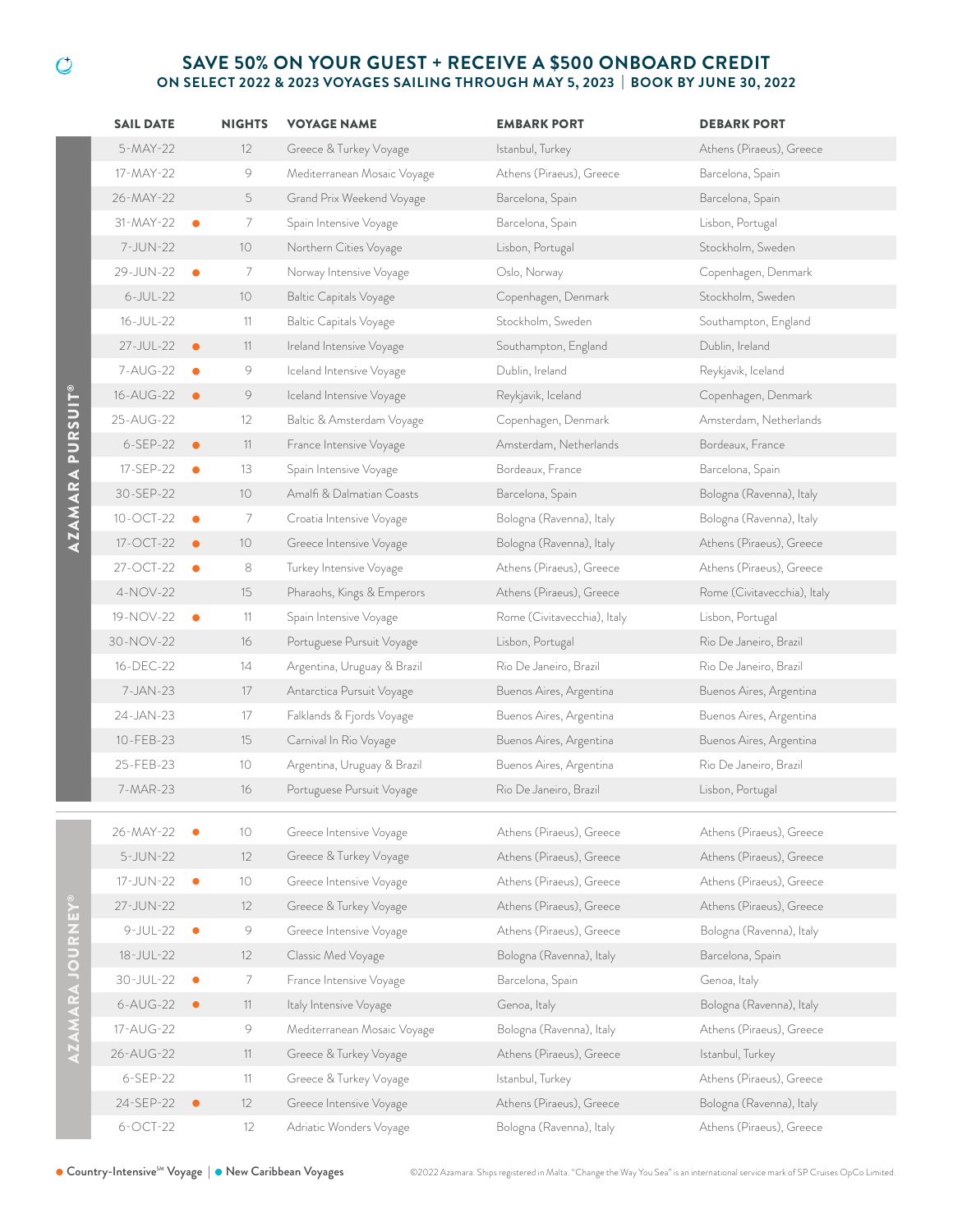## SAVE 50% ON YOUR GUEST + RECEIVE A $500 ONBOARD CREDIT

### ON SELECT 2022 & 2023 VOYAGES SAILING THROUGH MAY 5, 2023 | BOOK BY JUNE 30, 2022

| SHIP | SAIL DATE | | NIGHTS | VOYAGE NAME | EMBARK PORT | DEBARK PORT |
|---|---|---|---|---|---|---|
| AZAMARA PURSUIT® | 5-MAY-22 | | 12 | Greece & Turkey Voyage | Istanbul, Turkey | Athens (Piraeus), Greece |
| | 17-MAY-22 | | 9 | Mediterranean Mosaic Voyage | Athens (Piraeus), Greece | Barcelona, Spain |
| | 26-MAY-22 | | 5 | Grand Prix Weekend Voyage | Barcelona, Spain | Barcelona, Spain |
| | 31-MAY-22 | ● | 7 | Spain Intensive Voyage | Barcelona, Spain | Lisbon, Portugal |
| | 7-JUN-22 | | 10 | Northern Cities Voyage | Lisbon, Portugal | Stockholm, Sweden |
| | 29-JUN-22 | ● | 7 | Norway Intensive Voyage | Oslo, Norway | Copenhagen, Denmark |
| | 6-JUL-22 | | 10 | Baltic Capitals Voyage | Copenhagen, Denmark | Stockholm, Sweden |
| | 16-JUL-22 | | 11 | Baltic Capitals Voyage | Stockholm, Sweden | Southampton, England |
| | 27-JUL-22 | ● | 11 | Ireland Intensive Voyage | Southampton, England | Dublin, Ireland |
| | 7-AUG-22 | ● | 9 | Iceland Intensive Voyage | Dublin, Ireland | Reykjavik, Iceland |
| | 16-AUG-22 | ● | 9 | Iceland Intensive Voyage | Reykjavik, Iceland | Copenhagen, Denmark |
| | 25-AUG-22 | | 12 | Baltic & Amsterdam Voyage | Copenhagen, Denmark | Amsterdam, Netherlands |
| | 6-SEP-22 | ● | 11 | France Intensive Voyage | Amsterdam, Netherlands | Bordeaux, France |
| | 17-SEP-22 | ● | 13 | Spain Intensive Voyage | Bordeaux, France | Barcelona, Spain |
| | 30-SEP-22 | | 10 | Amalfi & Dalmatian Coasts | Barcelona, Spain | Bologna (Ravenna), Italy |
| | 10-OCT-22 | ● | 7 | Croatia Intensive Voyage | Bologna (Ravenna), Italy | Bologna (Ravenna), Italy |
| | 17-OCT-22 | ● | 10 | Greece Intensive Voyage | Bologna (Ravenna), Italy | Athens (Piraeus), Greece |
| | 27-OCT-22 | ● | 8 | Turkey Intensive Voyage | Athens (Piraeus), Greece | Athens (Piraeus), Greece |
| | 4-NOV-22 | | 15 | Pharaohs, Kings & Emperors | Athens (Piraeus), Greece | Rome (Civitavecchia), Italy |
| | 19-NOV-22 | ● | 11 | Spain Intensive Voyage | Rome (Civitavecchia), Italy | Lisbon, Portugal |
| | 30-NOV-22 | | 16 | Portuguese Pursuit Voyage | Lisbon, Portugal | Rio De Janeiro, Brazil |
| | 16-DEC-22 | | 14 | Argentina, Uruguay & Brazil | Rio De Janeiro, Brazil | Rio De Janeiro, Brazil |
| | 7-JAN-23 | | 17 | Antarctica Pursuit Voyage | Buenos Aires, Argentina | Buenos Aires, Argentina |
| | 24-JAN-23 | | 17 | Falklands & Fjords Voyage | Buenos Aires, Argentina | Buenos Aires, Argentina |
| | 10-FEB-23 | | 15 | Carnival In Rio Voyage | Buenos Aires, Argentina | Buenos Aires, Argentina |
| | 25-FEB-23 | | 10 | Argentina, Uruguay & Brazil | Buenos Aires, Argentina | Rio De Janeiro, Brazil |
| | 7-MAR-23 | | 16 | Portuguese Pursuit Voyage | Rio De Janeiro, Brazil | Lisbon, Portugal |
| AZAMARA JOURNEY® | 26-MAY-22 | ● | 10 | Greece Intensive Voyage | Athens (Piraeus), Greece | Athens (Piraeus), Greece |
| | 5-JUN-22 | | 12 | Greece & Turkey Voyage | Athens (Piraeus), Greece | Athens (Piraeus), Greece |
| | 17-JUN-22 | ● | 10 | Greece Intensive Voyage | Athens (Piraeus), Greece | Athens (Piraeus), Greece |
| | 27-JUN-22 | | 12 | Greece & Turkey Voyage | Athens (Piraeus), Greece | Athens (Piraeus), Greece |
| | 9-JUL-22 | ● | 9 | Greece Intensive Voyage | Athens (Piraeus), Greece | Bologna (Ravenna), Italy |
| | 18-JUL-22 | | 12 | Classic Med Voyage | Bologna (Ravenna), Italy | Barcelona, Spain |
| | 30-JUL-22 | ● | 7 | France Intensive Voyage | Barcelona, Spain | Genoa, Italy |
| | 6-AUG-22 | ● | 11 | Italy Intensive Voyage | Genoa, Italy | Bologna (Ravenna), Italy |
| | 17-AUG-22 | | 9 | Mediterranean Mosaic Voyage | Bologna (Ravenna), Italy | Athens (Piraeus), Greece |
| | 26-AUG-22 | | 11 | Greece & Turkey Voyage | Athens (Piraeus), Greece | Istanbul, Turkey |
| | 6-SEP-22 | | 11 | Greece & Turkey Voyage | Istanbul, Turkey | Athens (Piraeus), Greece |
| | 24-SEP-22 | ● | 12 | Greece Intensive Voyage | Athens (Piraeus), Greece | Bologna (Ravenna), Italy |
| | 6-OCT-22 | | 12 | Adriatic Wonders Voyage | Bologna (Ravenna), Italy | Athens (Piraeus), Greece |

● Country-Intensive℠ Voyage | ● New Caribbean Voyages

©2022 Azamara. Ships registered in Malta. "Change the Way You Sea" is an international service mark of SP Cruises OpCo Limited.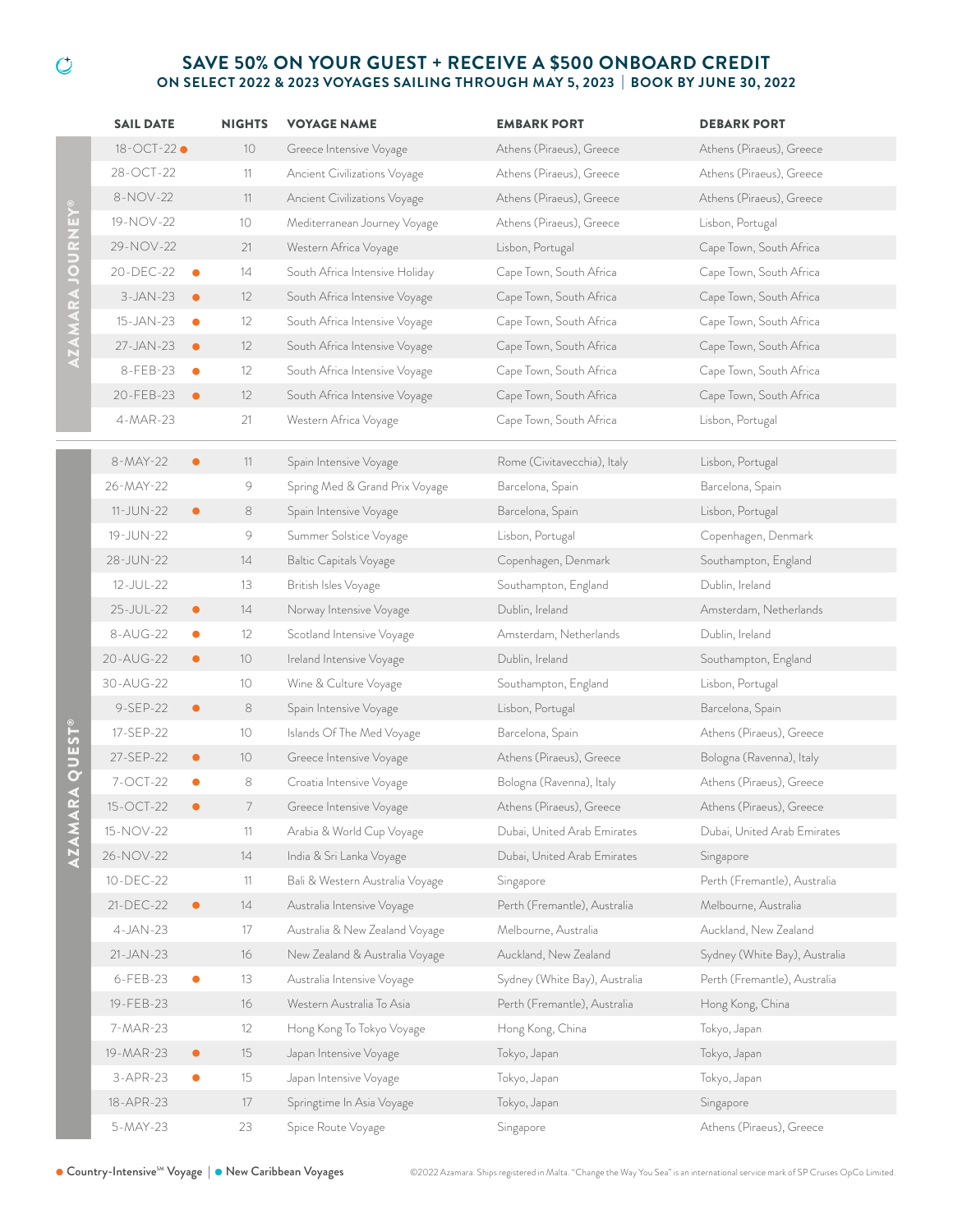## SAVE 50% ON YOUR GUEST + RECEIVE A $500 ONBOARD CREDIT

### ON SELECT 2022 & 2023 VOYAGES SAILING THROUGH MAY 5, 2023 | BOOK BY JUNE 30, 2022

| SHIP | SAIL DATE | | NIGHTS | VOYAGE NAME | EMBARK PORT | DEBARK PORT |
|---|---|---|---|---|---|---|
| AZAMARA JOURNEY® | 18-OCT-22 | ● | 10 | Greece Intensive Voyage | Athens (Piraeus), Greece | Athens (Piraeus), Greece |
| | 28-OCT-22 | | 11 | Ancient Civilizations Voyage | Athens (Piraeus), Greece | Athens (Piraeus), Greece |
| | 8-NOV-22 | | 11 | Ancient Civilizations Voyage | Athens (Piraeus), Greece | Athens (Piraeus), Greece |
| | 19-NOV-22 | | 10 | Mediterranean Journey Voyage | Athens (Piraeus), Greece | Lisbon, Portugal |
| | 29-NOV-22 | | 21 | Western Africa Voyage | Lisbon, Portugal | Cape Town, South Africa |
| | 20-DEC-22 | ● | 14 | South Africa Intensive Holiday | Cape Town, South Africa | Cape Town, South Africa |
| | 3-JAN-23 | ● | 12 | South Africa Intensive Voyage | Cape Town, South Africa | Cape Town, South Africa |
| | 15-JAN-23 | ● | 12 | South Africa Intensive Voyage | Cape Town, South Africa | Cape Town, South Africa |
| | 27-JAN-23 | ● | 12 | South Africa Intensive Voyage | Cape Town, South Africa | Cape Town, South Africa |
| | 8-FEB-23 | ● | 12 | South Africa Intensive Voyage | Cape Town, South Africa | Cape Town, South Africa |
| | 20-FEB-23 | ● | 12 | South Africa Intensive Voyage | Cape Town, South Africa | Cape Town, South Africa |
| | 4-MAR-23 | | 21 | Western Africa Voyage | Cape Town, South Africa | Lisbon, Portugal |
| AZAMARA QUEST® | 8-MAY-22 | ● | 11 | Spain Intensive Voyage | Rome (Civitavecchia), Italy | Lisbon, Portugal |
| | 26-MAY-22 | | 9 | Spring Med & Grand Prix Voyage | Barcelona, Spain | Barcelona, Spain |
| | 11-JUN-22 | ● | 8 | Spain Intensive Voyage | Barcelona, Spain | Lisbon, Portugal |
| | 19-JUN-22 | | 9 | Summer Solstice Voyage | Lisbon, Portugal | Copenhagen, Denmark |
| | 28-JUN-22 | | 14 | Baltic Capitals Voyage | Copenhagen, Denmark | Southampton, England |
| | 12-JUL-22 | | 13 | British Isles Voyage | Southampton, England | Dublin, Ireland |
| | 25-JUL-22 | ● | 14 | Norway Intensive Voyage | Dublin, Ireland | Amsterdam, Netherlands |
| | 8-AUG-22 | ● | 12 | Scotland Intensive Voyage | Amsterdam, Netherlands | Dublin, Ireland |
| | 20-AUG-22 | ● | 10 | Ireland Intensive Voyage | Dublin, Ireland | Southampton, England |
| | 30-AUG-22 | | 10 | Wine & Culture Voyage | Southampton, England | Lisbon, Portugal |
| | 9-SEP-22 | ● | 8 | Spain Intensive Voyage | Lisbon, Portugal | Barcelona, Spain |
| | 17-SEP-22 | | 10 | Islands Of The Med Voyage | Barcelona, Spain | Athens (Piraeus), Greece |
| | 27-SEP-22 | ● | 10 | Greece Intensive Voyage | Athens (Piraeus), Greece | Bologna (Ravenna), Italy |
| | 7-OCT-22 | ● | 8 | Croatia Intensive Voyage | Bologna (Ravenna), Italy | Athens (Piraeus), Greece |
| | 15-OCT-22 | ● | 7 | Greece Intensive Voyage | Athens (Piraeus), Greece | Athens (Piraeus), Greece |
| | 15-NOV-22 | | 11 | Arabia & World Cup Voyage | Dubai, United Arab Emirates | Dubai, United Arab Emirates |
| | 26-NOV-22 | | 14 | India & Sri Lanka Voyage | Dubai, United Arab Emirates | Singapore |
| | 10-DEC-22 | | 11 | Bali & Western Australia Voyage | Singapore | Perth (Fremantle), Australia |
| | 21-DEC-22 | ● | 14 | Australia Intensive Voyage | Perth (Fremantle), Australia | Melbourne, Australia |
| | 4-JAN-23 | | 17 | Australia & New Zealand Voyage | Melbourne, Australia | Auckland, New Zealand |
| | 21-JAN-23 | | 16 | New Zealand & Australia Voyage | Auckland, New Zealand | Sydney (White Bay), Australia |
| | 6-FEB-23 | ● | 13 | Australia Intensive Voyage | Sydney (White Bay), Australia | Perth (Fremantle), Australia |
| | 19-FEB-23 | | 16 | Western Australia To Asia | Perth (Fremantle), Australia | Hong Kong, China |
| | 7-MAR-23 | | 12 | Hong Kong To Tokyo Voyage | Hong Kong, China | Tokyo, Japan |
| | 19-MAR-23 | ● | 15 | Japan Intensive Voyage | Tokyo, Japan | Tokyo, Japan |
| | 3-APR-23 | ● | 15 | Japan Intensive Voyage | Tokyo, Japan | Tokyo, Japan |
| | 18-APR-23 | | 17 | Springtime In Asia Voyage | Tokyo, Japan | Singapore |
| | 5-MAY-23 | | 23 | Spice Route Voyage | Singapore | Athens (Piraeus), Greece |

● Country-Intensive℠ Voyage | ● New Caribbean Voyages

©2022 Azamara. Ships registered in Malta. "Change the Way You Sea" is an international service mark of SP Cruises OpCo Limited.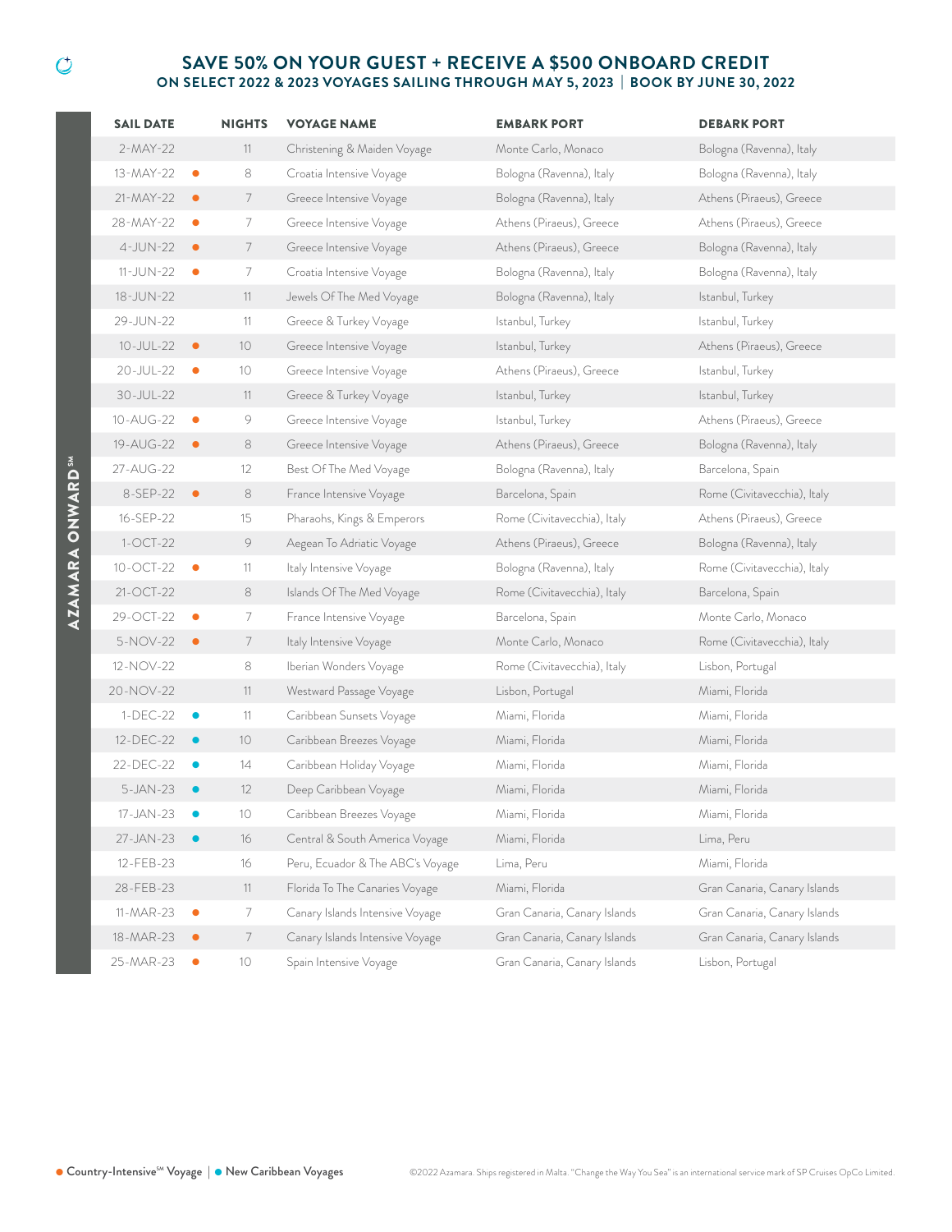## SAVE 50% ON YOUR GUEST + RECEIVE A $500 ONBOARD CREDIT

### ON SELECT 2022 & 2023 VOYAGES SAILING THROUGH MAY 5, 2023 | BOOK BY JUNE 30, 2022

**AZAMARA ONWARD℠**

| SAIL DATE | | NIGHTS | VOYAGE NAME | EMBARK PORT | DEBARK PORT |
|---|---|---|---|---|---|
| 2-MAY-22 | | 11 | Christening & Maiden Voyage | Monte Carlo, Monaco | Bologna (Ravenna), Italy |
| 13-MAY-22 | ● | 8 | Croatia Intensive Voyage | Bologna (Ravenna), Italy | Bologna (Ravenna), Italy |
| 21-MAY-22 | ● | 7 | Greece Intensive Voyage | Bologna (Ravenna), Italy | Athens (Piraeus), Greece |
| 28-MAY-22 | ● | 7 | Greece Intensive Voyage | Athens (Piraeus), Greece | Athens (Piraeus), Greece |
| 4-JUN-22 | ● | 7 | Greece Intensive Voyage | Athens (Piraeus), Greece | Bologna (Ravenna), Italy |
| 11-JUN-22 | ● | 7 | Croatia Intensive Voyage | Bologna (Ravenna), Italy | Bologna (Ravenna), Italy |
| 18-JUN-22 | | 11 | Jewels Of The Med Voyage | Bologna (Ravenna), Italy | Istanbul, Turkey |
| 29-JUN-22 | | 11 | Greece & Turkey Voyage | Istanbul, Turkey | Istanbul, Turkey |
| 10-JUL-22 | ● | 10 | Greece Intensive Voyage | Istanbul, Turkey | Athens (Piraeus), Greece |
| 20-JUL-22 | ● | 10 | Greece Intensive Voyage | Athens (Piraeus), Greece | Istanbul, Turkey |
| 30-JUL-22 | | 11 | Greece & Turkey Voyage | Istanbul, Turkey | Istanbul, Turkey |
| 10-AUG-22 | ● | 9 | Greece Intensive Voyage | Istanbul, Turkey | Athens (Piraeus), Greece |
| 19-AUG-22 | ● | 8 | Greece Intensive Voyage | Athens (Piraeus), Greece | Bologna (Ravenna), Italy |
| 27-AUG-22 | | 12 | Best Of The Med Voyage | Bologna (Ravenna), Italy | Barcelona, Spain |
| 8-SEP-22 | ● | 8 | France Intensive Voyage | Barcelona, Spain | Rome (Civitavecchia), Italy |
| 16-SEP-22 | | 15 | Pharaohs, Kings & Emperors | Rome (Civitavecchia), Italy | Athens (Piraeus), Greece |
| 1-OCT-22 | | 9 | Aegean To Adriatic Voyage | Athens (Piraeus), Greece | Bologna (Ravenna), Italy |
| 10-OCT-22 | ● | 11 | Italy Intensive Voyage | Bologna (Ravenna), Italy | Rome (Civitavecchia), Italy |
| 21-OCT-22 | | 8 | Islands Of The Med Voyage | Rome (Civitavecchia), Italy | Barcelona, Spain |
| 29-OCT-22 | ● | 7 | France Intensive Voyage | Barcelona, Spain | Monte Carlo, Monaco |
| 5-NOV-22 | ● | 7 | Italy Intensive Voyage | Monte Carlo, Monaco | Rome (Civitavecchia), Italy |
| 12-NOV-22 | | 8 | Iberian Wonders Voyage | Rome (Civitavecchia), Italy | Lisbon, Portugal |
| 20-NOV-22 | | 11 | Westward Passage Voyage | Lisbon, Portugal | Miami, Florida |
| 1-DEC-22 | ● | 11 | Caribbean Sunsets Voyage | Miami, Florida | Miami, Florida |
| 12-DEC-22 | ● | 10 | Caribbean Breezes Voyage | Miami, Florida | Miami, Florida |
| 22-DEC-22 | ● | 14 | Caribbean Holiday Voyage | Miami, Florida | Miami, Florida |
| 5-JAN-23 | ● | 12 | Deep Caribbean Voyage | Miami, Florida | Miami, Florida |
| 17-JAN-23 | ● | 10 | Caribbean Breezes Voyage | Miami, Florida | Miami, Florida |
| 27-JAN-23 | ● | 16 | Central & South America Voyage | Miami, Florida | Lima, Peru |
| 12-FEB-23 | | 16 | Peru, Ecuador & The ABC's Voyage | Lima, Peru | Miami, Florida |
| 28-FEB-23 | | 11 | Florida To The Canaries Voyage | Miami, Florida | Gran Canaria, Canary Islands |
| 11-MAR-23 | ● | 7 | Canary Islands Intensive Voyage | Gran Canaria, Canary Islands | Gran Canaria, Canary Islands |
| 18-MAR-23 | ● | 7 | Canary Islands Intensive Voyage | Gran Canaria, Canary Islands | Gran Canaria, Canary Islands |
| 25-MAR-23 | ● | 10 | Spain Intensive Voyage | Gran Canaria, Canary Islands | Lisbon, Portugal |

● Country-Intensive℠ Voyage | ● New Caribbean Voyages

©2022 Azamara. Ships registered in Malta. "Change the Way You Sea" is an international service mark of SP Cruises OpCo Limited.